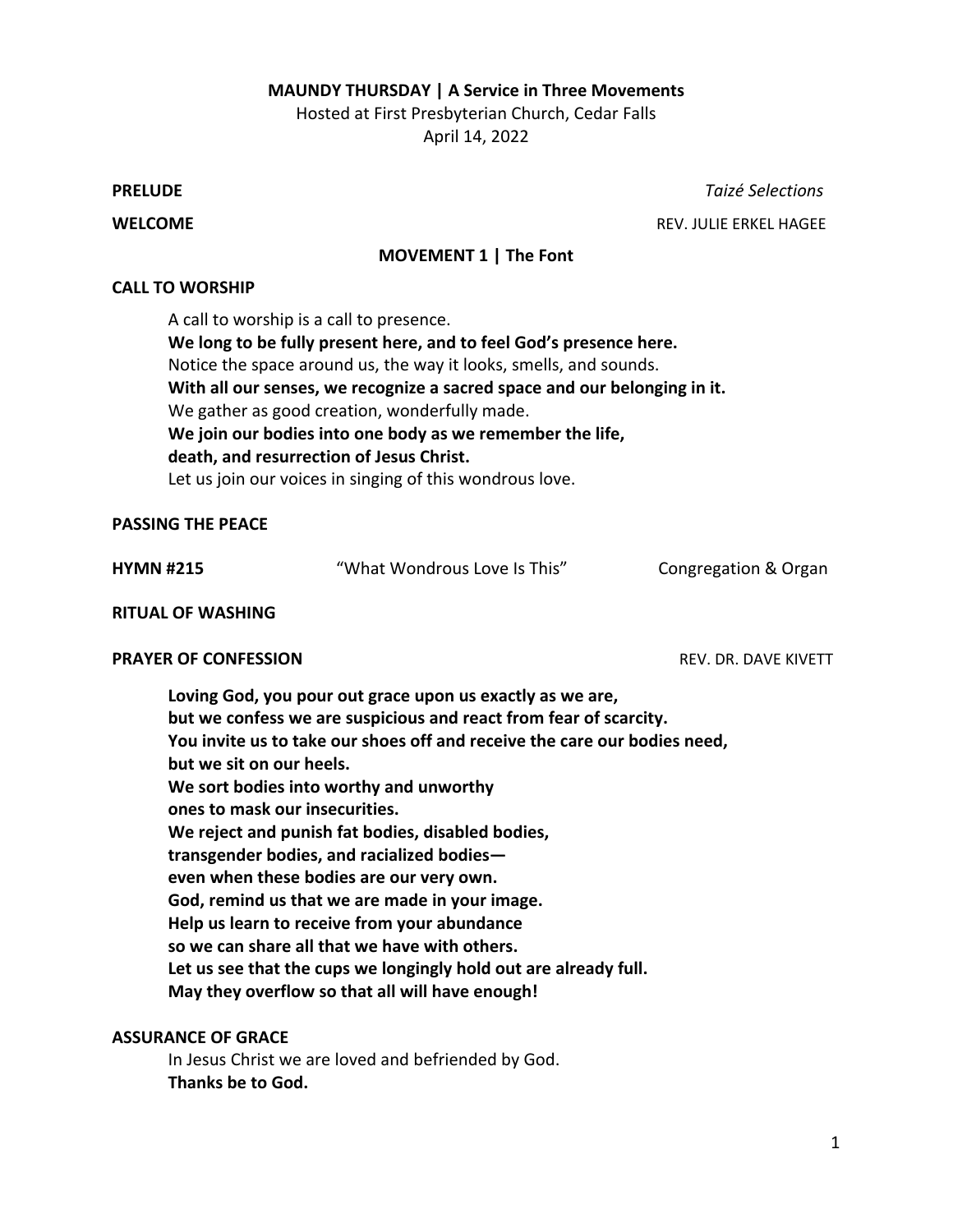**MAUNDY THURSDAY | A Service in Three Movements**

Hosted at First Presbyterian Church, Cedar Falls

April 14, 2022

**PRELUDE** *Taizé Selections*

**WELCOME** REV. JULIE ERKEL HAGEE

## MOVEMENT 1 | The Font

**CALL TO WORSHIP**

A call to worship is a call to presence.
**We long to be fully present here, and to feel God's presence here.**
Notice the space around us, the way it looks, smells, and sounds.
**With all our senses, we recognize a sacred space and our belonging in it.**
We gather as good creation, wonderfully made.
**We join our bodies into one body as we remember the life,**
**death, and resurrection of Jesus Christ.**
Let us join our voices in singing of this wondrous love.

**PASSING THE PEACE**

**HYMN #215** "What Wondrous Love Is This" Congregation & Organ

**RITUAL OF WASHING**

**PRAYER OF CONFESSION** REV. DR. DAVE KIVETT

**Loving God, you pour out grace upon us exactly as we are,**
**but we confess we are suspicious and react from fear of scarcity.**
**You invite us to take our shoes off and receive the care our bodies need,**
**but we sit on our heels.**
**We sort bodies into worthy and unworthy**
**ones to mask our insecurities.**
**We reject and punish fat bodies, disabled bodies,**
**transgender bodies, and racialized bodies—**
**even when these bodies are our very own.**
**God, remind us that we are made in your image.**
**Help us learn to receive from your abundance**
**so we can share all that we have with others.**
**Let us see that the cups we longingly hold out are already full.**
**May they overflow so that all will have enough!**

**ASSURANCE OF GRACE**

In Jesus Christ we are loved and befriended by God.
**Thanks be to God.**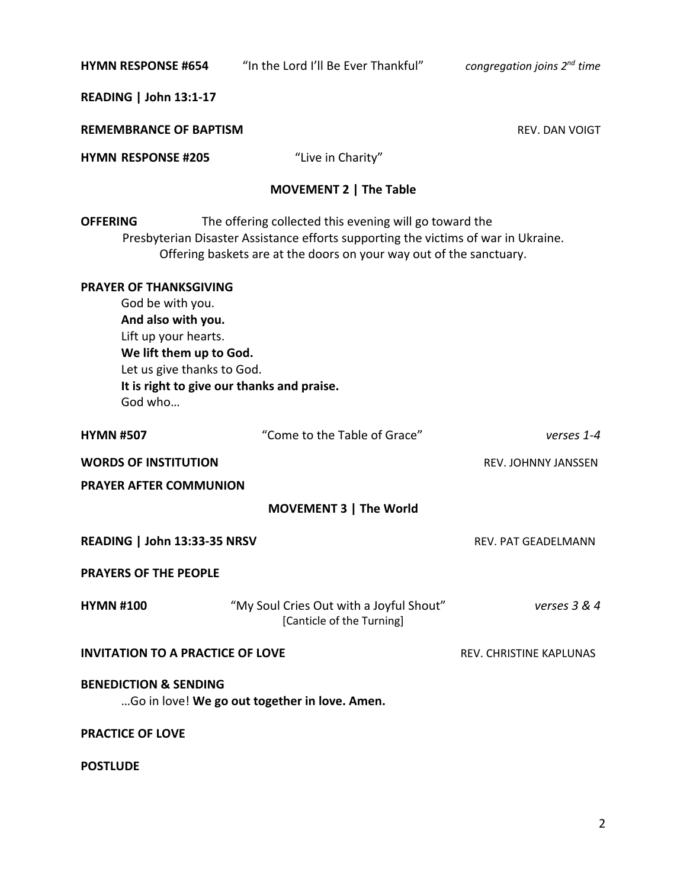**HYMN RESPONSE #654** "In the Lord I'll Be Ever Thankful" *congregation joins 2nd time*

**READING | John 13:1-17**

**REMEMBRANCE OF BAPTISM** REV. DAN VOIGT

**HYMN RESPONSE #205** "Live in Charity"

## MOVEMENT 2 | The Table

**OFFERING** The offering collected this evening will go toward the Presbyterian Disaster Assistance efforts supporting the victims of war in Ukraine. Offering baskets are at the doors on your way out of the sanctuary.

**PRAYER OF THANKSGIVING**

God be with you.
**And also with you.**
Lift up your hearts.
**We lift them up to God.**
Let us give thanks to God.
**It is right to give our thanks and praise.**
God who…

**HYMN #507** "Come to the Table of Grace" *verses 1-4*

**WORDS OF INSTITUTION** REV. JOHNNY JANSSEN

**PRAYER AFTER COMMUNION**

## MOVEMENT 3 | The World

**READING | John 13:33-35 NRSV** REV. PAT GEADELMANN

**PRAYERS OF THE PEOPLE**

**HYMN #100** "My Soul Cries Out with a Joyful Shout" [Canticle of the Turning] *verses 3 & 4*

**INVITATION TO A PRACTICE OF LOVE** REV. CHRISTINE KAPLUNAS

**BENEDICTION & SENDING**

…Go in love! **We go out together in love. Amen.**

**PRACTICE OF LOVE**

**POSTLUDE**